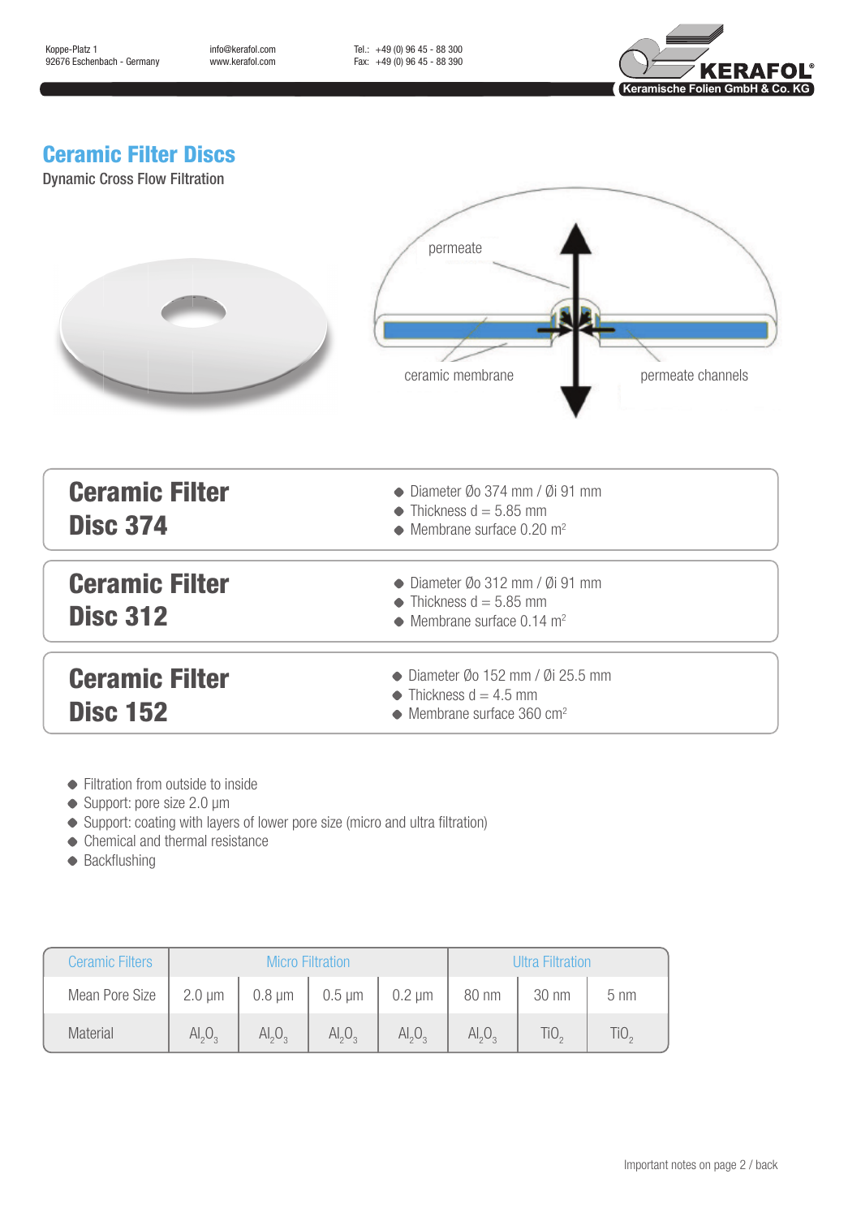Koppe-Platz 1
92676 Eschenbach - Germany

info@kerafol.com
www.kerafol.com

Tel.: +49 (0) 96 45 - 88 300
Fax: +49 (0) 96 45 - 88 390

KERAFOL® Keramische Folien GmbH & Co. KG

# Ceramic Filter Discs

Dynamic Cross Flow Filtration

permeate

ceramic membrane

permeate channels

## Ceramic Filter Disc 374

- Diameter Øo 374 mm / Øi 91 mm
- Thickness d = 5.85 mm
- Membrane surface 0.20 $m^2$

## Ceramic Filter Disc 312

- Diameter Øo 312 mm / Øi 91 mm
- Thickness d = 5.85 mm
- Membrane surface 0.14 $m^2$

## Ceramic Filter Disc 152

- Diameter Øo 152 mm / Øi 25.5 mm
- Thickness d = 4.5 mm
- Membrane surface 360 $cm^2$

- Filtration from outside to inside
- Support: pore size 2.0 µm
- Support: coating with layers of lower pore size (micro and ultra filtration)
- Chemical and thermal resistance
- Backflushing

| Ceramic Filters | Micro Filtration | | | | Ultra Filtration | | |
|---|---|---|---|---|---|---|---|
| Mean Pore Size | 2.0 µm | 0.8 µm | 0.5 µm | 0.2 µm | 80 nm | 30 nm | 5 nm |
| Material | $Al_2O_3$ | $Al_2O_3$ | $Al_2O_3$ | $Al_2O_3$ | $Al_2O_3$ | $TiO_2$ | $TiO_2$ |

Important notes on page 2 / back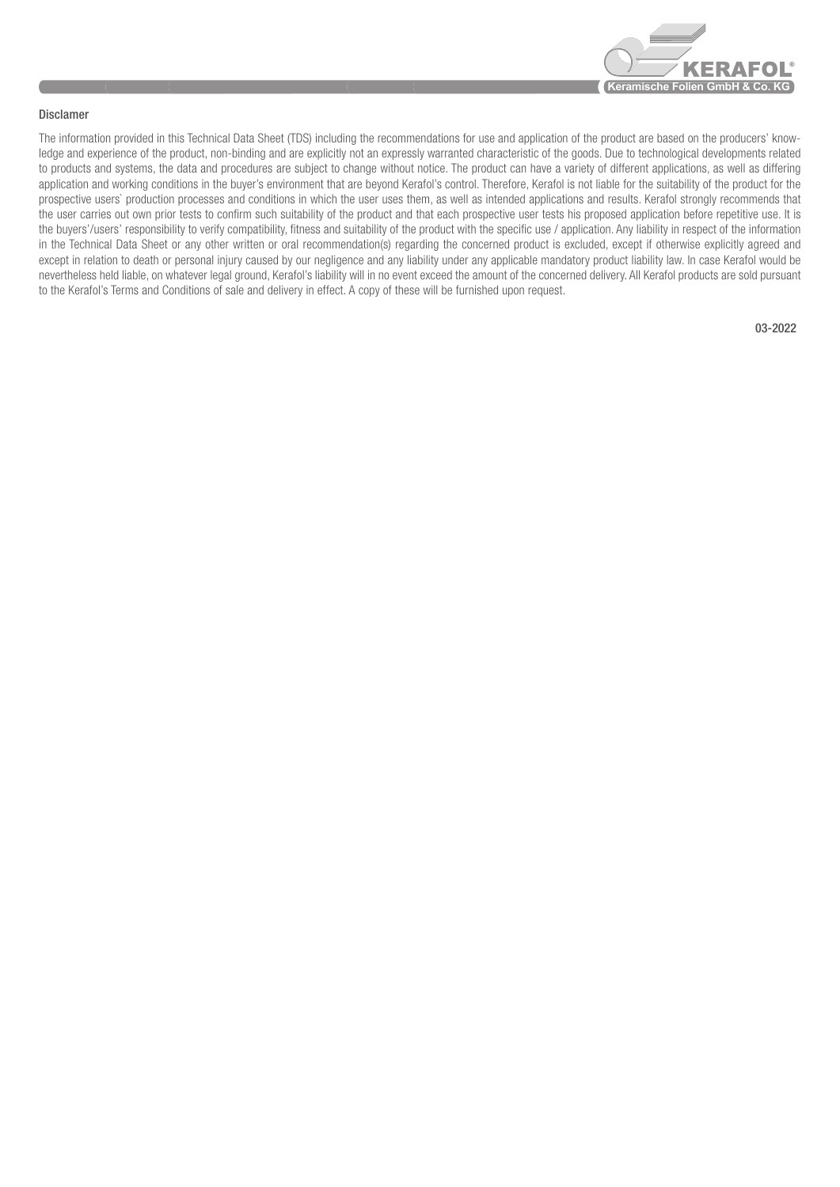## Disclamer

The information provided in this Technical Data Sheet (TDS) including the recommendations for use and application of the product are based on the producers' knowledge and experience of the product, non-binding and are explicitly not an expressly warranted characteristic of the goods. Due to technological developments related to products and systems, the data and procedures are subject to change without notice. The product can have a variety of different applications, as well as differing application and working conditions in the buyer's environment that are beyond Kerafol's control. Therefore, Kerafol is not liable for the suitability of the product for the prospective users` production processes and conditions in which the user uses them, as well as intended applications and results. Kerafol strongly recommends that the user carries out own prior tests to confirm such suitability of the product and that each prospective user tests his proposed application before repetitive use. It is the buyers'/users' responsibility to verify compatibility, fitness and suitability of the product with the specific use / application. Any liability in respect of the information in the Technical Data Sheet or any other written or oral recommendation(s) regarding the concerned product is excluded, except if otherwise explicitly agreed and except in relation to death or personal injury caused by our negligence and any liability under any applicable mandatory product liability law. In case Kerafol would be nevertheless held liable, on whatever legal ground, Kerafol's liability will in no event exceed the amount of the concerned delivery. All Kerafol products are sold pursuant to the Kerafol's Terms and Conditions of sale and delivery in effect. A copy of these will be furnished upon request.

03-2022